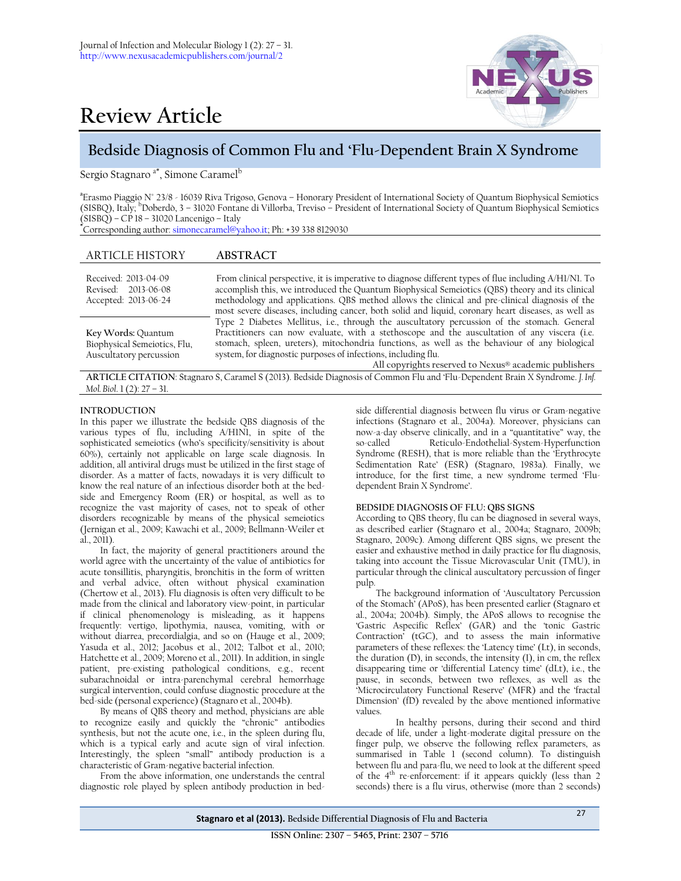# Review Article

## Bedside Diagnosis of Common Flu and 'Flu-Dependent Brain X Syndrome

Sergio Stagnaro [a*], Simone Caramel[b]

[a]Erasmo Piaggio N° 23/8 - 16039 Riva Trigoso, Genova – Honorary President of International Society of Quantum Biophysical Semiotics (SISBQ), Italy; [b]Doberdò, 3 – 31020 Fontane di Villorba, Treviso – President of International Society of Quantum Biophysical Semiotics (SISBQ) – CP 18 – 31020 Lancenigo – Italy

[*]Corresponding author: simonecaramel@yahoo.it; Ph: +39 338 8129030

**ARTICLE HISTORY**

Received: 2013-04-09
Revised: 2013-06-08
Accepted: 2013-06-24

**Key Words:** Quantum Biophysical Semeiotics, Flu, Auscultatory percussion

**ABSTRACT**

From clinical perspective, it is imperative to diagnose different types of flue including A/H1/N1. To accomplish this, we introduced the Quantum Biophysical Semeiotics (QBS) theory and its clinical methodology and applications. QBS method allows the clinical and pre-clinical diagnosis of the most severe diseases, including cancer, both solid and liquid, coronary heart diseases, as well as Type 2 Diabetes Mellitus, i.e., through the auscultatory percussion of the stomach. General Practitioners can now evaluate, with a stethoscope and the auscultation of any viscera (i.e. stomach, spleen, ureters), mitochondria functions, as well as the behaviour of any biological system, for diagnostic purposes of infections, including flu.

All copyrights reserved to Nexus® academic publishers

**ARTICLE CITATION**: Stagnaro S, Caramel S (2013). Bedside Diagnosis of Common Flu and 'Flu-Dependent Brain X Syndrome. *J. Inf. Mol. Biol.* 1 (2): 27 – 31.

### INTRODUCTION

In this paper we illustrate the bedside QBS diagnosis of the various types of flu, including A/H1N1, in spite of the sophisticated semeiotics (who's specificity/sensitivity is about 60%), certainly not applicable on large scale diagnosis. In addition, all antiviral drugs must be utilized in the first stage of disorder. As a matter of facts, nowadays it is very difficult to know the real nature of an infectious disorder both at the bed-side and Emergency Room (ER) or hospital, as well as to recognize the vast majority of cases, not to speak of other disorders recognizable by means of the physical semeiotics (Jernigan et al., 2009; Kawachi et al., 2009; Bellmann-Weiler et al., 2011).

In fact, the majority of general practitioners around the world agree with the uncertainty of the value of antibiotics for acute tonsillitis, pharyngitis, bronchitis in the form of written and verbal advice, often without physical examination (Chertow et al., 2013). Flu diagnosis is often very difficult to be made from the clinical and laboratory view-point, in particular if clinical phenomenology is misleading, as it happens frequently: vertigo, lipothymia, nausea, vomiting, with or without diarrea, precordialgia, and so on (Hauge et al., 2009; Yasuda et al., 2012; Jacobus et al., 2012; Talbot et al., 2010; Hatchette et al., 2009; Moreno et al., 2011). In addition, in single patient, pre-existing pathological conditions, e.g., recent subarachnoidal or intra-parenchymal cerebral hemorrhage surgical intervention, could confuse diagnostic procedure at the bed-side (personal experience) (Stagnaro et al., 2004b).

By means of QBS theory and method, physicians are able to recognize easily and quickly the "chronic" antibodies synthesis, but not the acute one, i.e., in the spleen during flu, which is a typical early and acute sign of viral infection. Interestingly, the spleen "small" antibody production is a characteristic of Gram-negative bacterial infection.

From the above information, one understands the central diagnostic role played by spleen antibody production in bed-side differential diagnosis between flu virus or Gram-negative infections (Stagnaro et al., 2004a). Moreover, physicians can now-a-day observe clinically, and in a "quantitative" way, the so-called Reticulo-Endothelial-System-Hyperfunction Syndrome (RESH), that is more reliable than the 'Erythrocyte Sedimentation Rate' (ESR) (Stagnaro, 1983a). Finally, we introduce, for the first time, a new syndrome termed 'Flu-dependent Brain X Syndrome'.

### BEDSIDE DIAGNOSIS OF FLU: QBS SIGNS

According to QBS theory, flu can be diagnosed in several ways, as described earlier (Stagnaro et al., 2004a; Stagnaro, 2009b; Stagnaro, 2009c). Among different QBS signs, we present the easier and exhaustive method in daily practice for flu diagnosis, taking into account the Tissue Microvascular Unit (TMU), in particular through the clinical auscultatory percussion of finger pulp.

The background information of 'Auscultatory Percussion of the Stomach' (APoS), has been presented earlier (Stagnaro et al., 2004a; 2004b). Simply, the APoS allows to recognise the 'Gastric Aspecific Reflex' (GAR) and the 'tonic Gastric Contraction' (tGC), and to assess the main informative parameters of these reflexes: the 'Latency time' (Lt), in seconds, the duration (D), in seconds, the intensity (I), in cm, the reflex disappearing time or 'differential Latency time' (dLt), i.e., the pause, in seconds, between two reflexes, as well as the 'Microcirculatory Functional Reserve' (MFR) and the 'fractal Dimension' (fD) revealed by the above mentioned informative values.

In healthy persons, during their second and third decade of life, under a light-moderate digital pressure on the finger pulp, we observe the following reflex parameters, as summarised in Table 1 (second column). To distinguish between flu and para-flu, we need to look at the different speed of the 4[th] re-enforcement: if it appears quickly (less than 2 seconds) there is a flu virus, otherwise (more than 2 seconds)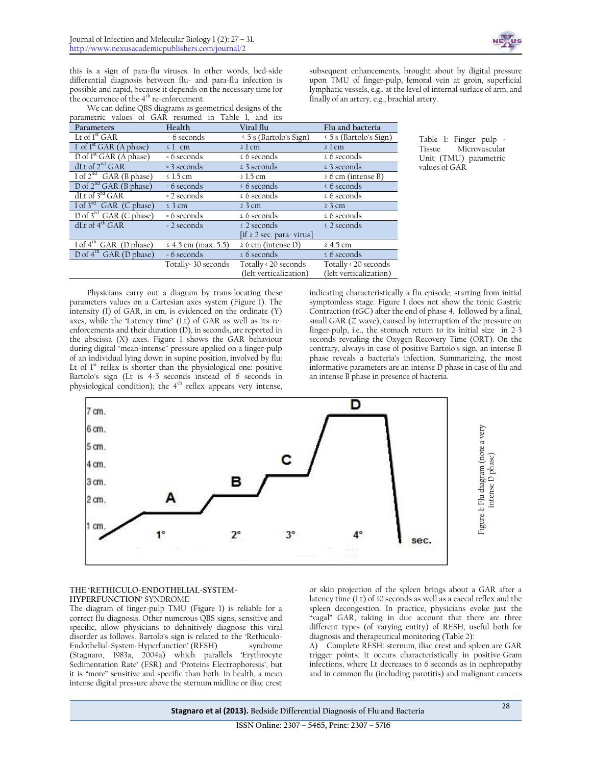this is a sign of para-flu viruses. In other words, bed-side differential diagnosis between flu- and para-flu infection is possible and rapid, because it depends on the necessary time for the occurrence of the 4th re-enforcement.

We can define QBS diagrams as geometrical designs of the parametric values of GAR resumed in Table 1, and its subsequent enhancements, brought about by digital pressure upon TMU of finger-pulp, femoral vein at groin, superficial lymphatic vessels, e.g., at the level of internal surface of arm, and finally of an artery, e.g., brachial artery.

| Parameters | Health | Viral flu | Flu and bacteria |
|---|---|---|---|
| Lt of 1st GAR | = 6 seconds | ≤ 5 s (Bartolo's Sign) | ≤ 5 s (Bartolo's Sign) |
| I of 1st GAR (A phase) | ≤ 1 cm | ≥ 1 cm | ≥ 1 cm |
| D of 1st GAR (A phase) | = 6 seconds | ≤ 6 seconds | ≤ 6 seconds |
| dLt of 2nd GAR | = 3 seconds | ≤ 3 seconds | ≤ 3 seconds |
| I of 2nd GAR (B phase) | ≤ 1.5 cm | ≥ 1.5 cm | ≥ 6 cm (intense B) |
| D of 2nd GAR (B phase) | = 6 seconds | ≤ 6 seconds | ≤ 6 seconds |
| dLt of 3rd GAR | = 2 seconds | ≤ 6 seconds | ≤ 6 seconds |
| I of 3rd GAR (C phase) | ≤ 3 cm | ≥ 3 cm | ≥ 3 cm |
| D of 3rd GAR (C phase) | = 6 seconds | ≤ 6 seconds | ≤ 6 seconds |
| dLt of 4th GAR | = 2 seconds | ≤ 2 seconds [if ≥ 2 sec. para- virus] | ≤ 2 seconds |
| I of 4th GAR (D phase) | ≤ 4.5 cm (max. 5.5) | ≥ 6 cm (intense D) | ≥ 4.5 cm |
| D of 4th GAR (D phase) | = 6 seconds | ≤ 6 seconds | ≤ 6 seconds |
| | Totally- 30 seconds | Totally < 20 seconds (left verticalization) | Totally < 20 seconds (left verticalization) |

Table 1: Finger pulp - Tissue Microvascular Unit (TMU) parametric values of GAR

Physicians carry out a diagram by trans-locating these parameters values on a Cartesian axes system (Figure 1). The intensity (I) of GAR, in cm, is evidenced on the ordinate (Y) axes, while the 'Latency time' (Lt) of GAR as well as its re-enforcements and their duration (D), in seconds, are reported in the abscissa (X) axes. Figure 1 shows the GAR behaviour during digital "mean-intense" pressure applied on a finger-pulp of an individual lying down in supine position, involved by flu: Lt of 1st reflex is shorter than the physiological one: positive Bartolo's sign (Lt is 4-5 seconds instead of 6 seconds in physiological condition); the 4th reflex appears very intense, indicating characteristically a flu episode, starting from initial symptomless stage. Figure 1 does not show the tonic Gastric Contraction (tGC) after the end of phase 4, followed by a final, small GAR (Z wave), caused by interruption of the pressure on finger-pulp, i.e., the stomach return to its initial size in 2-3 seconds revealing the Oxygen Recovery Time (ORT). On the contrary, always in case of positive Bartolo's sign, an intense B phase reveals a bacteria's infection. Summarizing, the most informative parameters are an intense D phase in case of flu and an intense B phase in presence of bacteria.

Figure 1: Flu diagram (note a very intense D phase)

**THE 'RETHICULO-ENDOTHELIAL-SYSTEM-HYPERFUNCTION' SYNDROME**

The diagram of finger-pulp TMU (Figure 1) is reliable for a correct flu diagnosis. Other numerous QBS signs, sensitive and specific, allow physicians to definitively diagnose this viral disorder as follows. Bartolo's sign is related to the 'Rethiculo-Endothelial-System-Hyperfunction' (RESH) syndrome (Stagnaro, 1983a, 2004a) which parallels 'Erythrocyte Sedimentation Rate' (ESR) and 'Proteins Electrophoresis', but it is "more" sensitive and specific than both. In health, a mean intense digital pressure above the sternum midline or iliac crest or skin projection of the spleen brings about a GAR after a latency time (Lt) of 10 seconds as well as a caecal reflex and the spleen decongestion. In practice, physicians evoke just the "vagal" GAR, taking in due account that there are three different types (of varying entity) of RESH, useful both for diagnosis and therapeutical monitoring (Table 2):

A) Complete RESH: sternum, iliac crest and spleen are GAR trigger points; it occurs characteristically in positive-Gram infections, where Lt decreases to 6 seconds as in nephropathy and in common flu (including parotitis) and malignant cancers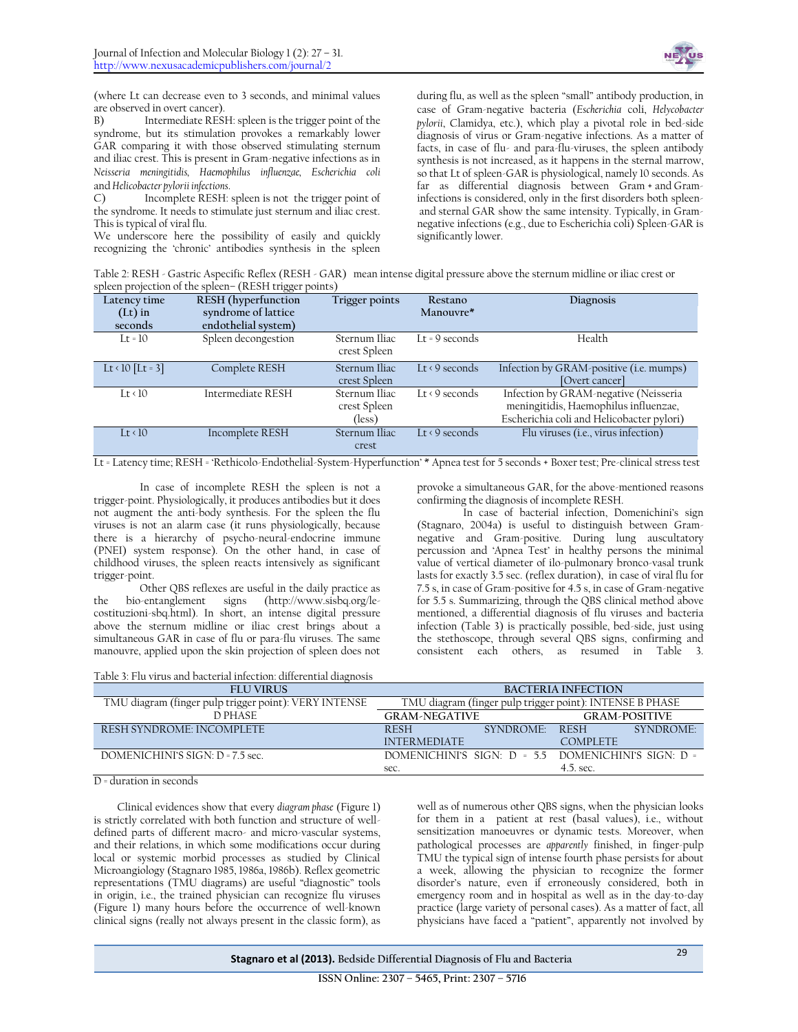(where Lt can decrease even to 3 seconds, and minimal values are observed in overt cancer).

B) Intermediate RESH: spleen is the trigger point of the syndrome, but its stimulation provokes a remarkably lower GAR comparing it with those observed stimulating sternum and iliac crest. This is present in Gram-negative infections as in *Neisseria meningitidis, Haemophilus influenzae, Escherichia coli* and *Helicobacter pylorii infections.*

C) Incomplete RESH: spleen is not the trigger point of the syndrome. It needs to stimulate just sternum and iliac crest. This is typical of viral flu.

We underscore here the possibility of easily and quickly recognizing the 'chronic' antibodies synthesis in the spleen during flu, as well as the spleen "small" antibody production, in case of Gram-negative bacteria (*Escherichia* coli, *Helycobacter pylorii*, Clamidya, etc.), which play a pivotal role in bed-side diagnosis of virus or Gram-negative infections. As a matter of facts, in case of flu- and para-flu-viruses, the spleen antibody synthesis is not increased, as it happens in the sternal marrow, so that Lt of spleen-GAR is physiological, namely 10 seconds. As far as differential diagnosis between Gram + and Gram- infections is considered, only in the first disorders both spleen- and sternal GAR show the same intensity. Typically, in Gram-negative infections (e.g., due to Escherichia coli) Spleen-GAR is significantly lower.

Table 2: RESH - Gastric Aspecific Reflex (RESH - GAR) mean intense digital pressure above the sternum midline or iliac crest or spleen projection of the spleen– (RESH trigger points)

| Latency time (Lt) in seconds | RESH (hyperfunction syndrome of lattice endothelial system) | Trigger points | Restano Manouvre* | Diagnosis |
|---|---|---|---|---|
| Lt = 10 | Spleen decongestion | Sternum Iliac crest Spleen | Lt = 9 seconds | Health |
| Lt ‹ 10 [Lt = 3] | Complete RESH | Sternum Iliac crest Spleen | Lt ‹ 9 seconds | Infection by GRAM-positive (i.e. mumps) [Overt cancer] |
| Lt ‹ 10 | Intermediate RESH | Sternum Iliac crest Spleen (less) | Lt ‹ 9 seconds | Infection by GRAM-negative (Neisseria meningitidis, Haemophilus influenzae, Escherichia coli and Helicobacter pylori) |
| Lt ‹ 10 | Incomplete RESH | Sternum Iliac crest | Lt ‹ 9 seconds | Flu viruses (i.e., virus infection) |

Lt = Latency time; RESH = 'Rethicolo-Endothelial-System-Hyperfunction' * Apnea test for 5 seconds + Boxer test; Pre-clinical stress test

In case of incomplete RESH the spleen is not a trigger-point. Physiologically, it produces antibodies but it does not augment the anti-body synthesis. For the spleen the flu viruses is not an alarm case (it runs physiologically, because there is a hierarchy of psycho-neural-endocrine immune (PNEI) system response). On the other hand, in case of childhood viruses, the spleen reacts intensively as significant trigger-point.

Other QBS reflexes are useful in the daily practice as the bio-entanglement signs (http://www.sisbq.org/le-costituzioni-sbq.html). In short, an intense digital pressure above the sternum midline or iliac crest brings about a simultaneous GAR in case of flu or para-flu viruses. The same manouvre, applied upon the skin projection of spleen does not provoke a simultaneous GAR, for the above-mentioned reasons confirming the diagnosis of incomplete RESH.

In case of bacterial infection, Domenichini's sign (Stagnaro, 2004a) is useful to distinguish between Gram-negative and Gram-positive. During lung auscultatory percussion and 'Apnea Test' in healthy persons the minimal value of vertical diameter of ilo-pulmonary bronco-vasal trunk lasts for exactly 3.5 sec. (reflex duration), in case of viral flu for 7.5 s, in case of Gram-positive for 4.5 s, in case of Gram-negative for 5.5 s. Summarizing, through the QBS clinical method above mentioned, a differential diagnosis of flu viruses and bacteria infection (Table 3) is practically possible, bed-side, just using the stethoscope, through several QBS signs, confirming and consistent each others, as resumed in Table 3.

Table 3: Flu virus and bacterial infection: differential diagnosis

| FLU VIRUS | BACTERIA INFECTION | |
|---|---|---|
| TMU diagram (finger pulp trigger point): VERY INTENSE D PHASE | TMU diagram (finger pulp trigger point): INTENSE B PHASE | |
| | GRAM-NEGATIVE | GRAM-POSITIVE |
| RESH SYNDROME: INCOMPLETE | RESH SYNDROME: INTERMEDIATE | RESH SYNDROME: COMPLETE |
| DOMENICHINI'S SIGN: D = 7.5 sec. | DOMENICHINI'S SIGN: D = 5.5 sec. | DOMENICHINI'S SIGN: D = 4.5. sec. |

D = duration in seconds

Clinical evidences show that every *diagram phase* (Figure 1) is strictly correlated with both function and structure of well-defined parts of different macro- and micro-vascular systems, and their relations, in which some modifications occur during local or systemic morbid processes as studied by Clinical Microangiology (Stagnaro 1985, 1986a, 1986b). Reflex geometric representations (TMU diagrams) are useful "diagnostic" tools in origin, i.e., the trained physician can recognize flu viruses (Figure 1) many hours before the occurrence of well-known clinical signs (really not always present in the classic form), as well as of numerous other QBS signs, when the physician looks for them in a patient at rest (basal values), i.e., without sensitization manoeuvres or dynamic tests. Moreover, when pathological processes are *apparently* finished, in finger-pulp TMU the typical sign of intense fourth phase persists for about a week, allowing the physician to recognize the former disorder's nature, even if erroneously considered, both in emergency room and in hospital as well as in the day-to-day practice (large variety of personal cases). As a matter of fact, all physicians have faced a "patient", apparently not involved by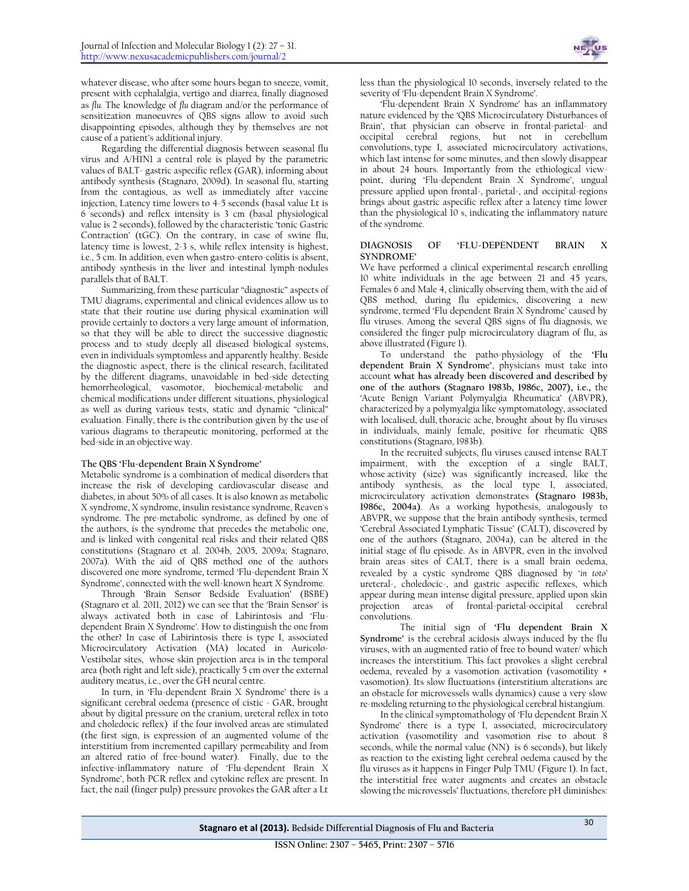whatever disease, who after some hours began to sneeze, vomit, present with cephalalgia, vertigo and diarrea, finally diagnosed as *flu*. The knowledge of *flu* diagram and/or the performance of sensitization manoeuvres of QBS signs allow to avoid such disappointing episodes, although they by themselves are not cause of a patient's additional injury.

Regarding the differential diagnosis between seasonal flu virus and A/H1N1 a central role is played by the parametric values of BALT- gastric aspecific reflex (GAR), informing about antibody synthesis (Stagnaro, 2009d). In seasonal flu, starting from the contagious, as well as immediately after vaccine injection, Latency time lowers to 4-5 seconds (basal value Lt is 6 seconds) and reflex intensity is 3 cm (basal physiological value is 2 seconds), followed by the characteristic 'tonic Gastric Contraction' (tGC). On the contrary, in case of swine flu, latency time is lowest, 2-3 s, while reflex intensity is highest, i.e., 5 cm. In addition, even when gastro-entero-colitis is absent, antibody synthesis in the liver and intestinal lymph-nodules parallels that of BALT.

Summarizing, from these particular "diagnostic" aspects of TMU diagrams, experimental and clinical evidences allow us to state that their routine use during physical examination will provide certainly to doctors a very large amount of information, so that they will be able to direct the successive diagnostic process and to study deeply all diseased biological systems, even in individuals symptomless and apparently healthy. Beside the diagnostic aspect, there is the clinical research, facilitated by the different diagrams, unavoidable in bed-side detecting hemorrheological, vasomotor, biochemical-metabolic and chemical modifications under different situations, physiological as well as during various tests, static and dynamic "clinical" evaluation. Finally, there is the contribution given by the use of various diagrams to therapeutic monitoring, performed at the bed-side in an objective way.

### The QBS 'Flu-dependent Brain X Syndrome'

Metabolic syndrome is a combination of medical disorders that increase the risk of developing cardiovascular disease and diabetes, in about 50% of all cases. It is also known as metabolic X syndrome, X syndrome, insulin resistance syndrome, Reaven's syndrome. The pre-metabolic syndrome, as defined by one of the authors, is the syndrome that precedes the metabolic one, and is linked with congenital real risks and their related QBS constitutions (Stagnaro et al. 2004b, 2005, 2009a; Stagnaro, 2007a). With the aid of QBS method one of the authors discovered one more syndrome, termed 'Flu-dependent Brain X Syndrome', connected with the well-known heart X Syndrome.

Through 'Brain Sensor Bedside Evaluation' (BSBE) (Stagnaro et al. 2011, 2012) we can see that the 'Brain Sensor' is always activated both in case of Labirintosis and 'Flu-dependent Brain X Syndrome'. How to distinguish the one from the other? In case of Labirintosis there is type I, associated Microcirculatory Activation (MA) located in Auricolo-Vestibolar sites, whose skin projection area is in the temporal area (both right and left side), practically 5 cm over the external auditory meatus, i.e., over the GH neural centre.

In turn, in 'Flu-dependent Brain X Syndrome' there is a significant cerebral oedema (presence of cistic - GAR, brought about by digital pressure on the cranium, ureteral reflex in toto and choledocic reflex) if the four involved areas are stimulated (the first sign, is expression of an augmented volume of the interstitium from incremented capillary permeability and from an altered ratio of free-bound water). Finally, due to the infective-inflammatory nature of 'Flu-dependent Brain X Syndrome', both PCR reflex and cytokine reflex are present. In fact, the nail (finger pulp) pressure provokes the GAR after a Lt less than the physiological 10 seconds, inversely related to the severity of 'Flu-dependent Brain X Syndrome'.

'Flu-dependent Brain X Syndrome' has an inflammatory nature evidenced by the 'QBS Microcirculatory Disturbances of Brain', that physician can observe in frontal-parietal- and occipital cerebral regions, but not in cerebellum convolutions, type I, associated microcirculatory activations, which last intense for some minutes, and then slowly disappear in about 24 hours. Importantly from the ethiological view-point, during 'Flu-dependent Brain X Syndrome', ungual pressure applied upon frontal-, parietal-, and occipital-regions brings about gastric aspecific reflex after a latency time lower than the physiological 10 s, indicating the inflammatory nature of the syndrome.

### DIAGNOSIS OF 'FLU-DEPENDENT BRAIN X SYNDROME'

We have performed a clinical experimental research enrolling 10 white individuals in the age between 21 and 45 years, Females 6 and Male 4, clinically observing them, with the aid of QBS method, during flu epidemics, discovering a new syndrome, termed 'Flu dependent Brain X Syndrome' caused by flu viruses. Among the several QBS signs of flu diagnosis, we considered the finger pulp microcirculatory diagram of flu, as above illustrated (Figure 1).

To understand the patho-physiology of the **'Flu dependent Brain X Syndrome'**, physicians must take into account **what has already been discovered and described by one of the authors (Stagnaro 1983b, 1986c, 2007), i.e.,** the 'Acute Benign Variant Polymyalgia Rheumatica' (ABVPR), characterized by a polymyalgia like symptomatology, associated with localised, dull, thoracic ache, brought about by flu viruses in individuals, mainly female, positive for rheumatic QBS constitutions (Stagnaro, 1983b).

In the recruited subjects, flu viruses caused intense BALT impairment, with the exception of a single BALT, whose activity (size) was significantly increased, like the antibody synthesis, as the local type I, associated, microcirculatory activation demonstrates **(Stagnaro 1983b, 1986c, 2004a)**. As a working hypothesis, analogously to ABVPR, we suppose that the brain antibody synthesis, termed 'Cerebral Associated Lymphatic Tissue' (CALT), discovered by one of the authors (Stagnaro, 2004a), can be altered in the initial stage of flu episode. As in ABVPR, even in the involved brain areas sites of CALT, there is a small brain oedema, revealed by a cystic syndrome QBS diagnosed by '*in toto*' ureteral-, choledocic-, and gastric aspecific reflexes, which appear during mean intense digital pressure, applied upon skin projection areas of frontal-parietal-occipital cerebral convolutions.

The initial sign of **'Flu dependent Brain X Syndrome'** is the cerebral acidosis always induced by the flu viruses, with an augmented ratio of free to bound water/ which increases the interstitium. This fact provokes a slight cerebral oedema, revealed by a vasomotion activation (vasomotility + vasomotion). Its slow fluctuations (interstitium alterations are an obstacle for microvessels walls dynamics) cause a very slow re-modeling returning to the physiological cerebral histangium.

In the clinical symptomathology of 'Flu dependent Brain X Syndrome' there is a type I, associated, microcirculatory activation (vasomotility and vasomotion rise to about 8 seconds, while the normal value (NN) is 6 seconds), but likely as reaction to the existing light cerebral oedema caused by the flu viruses as it happens in Finger Pulp TMU (Figure 1). In fact, the interstitial free water augments and creates an obstacle slowing the microvessels' fluctuations, therefore pH diminishes: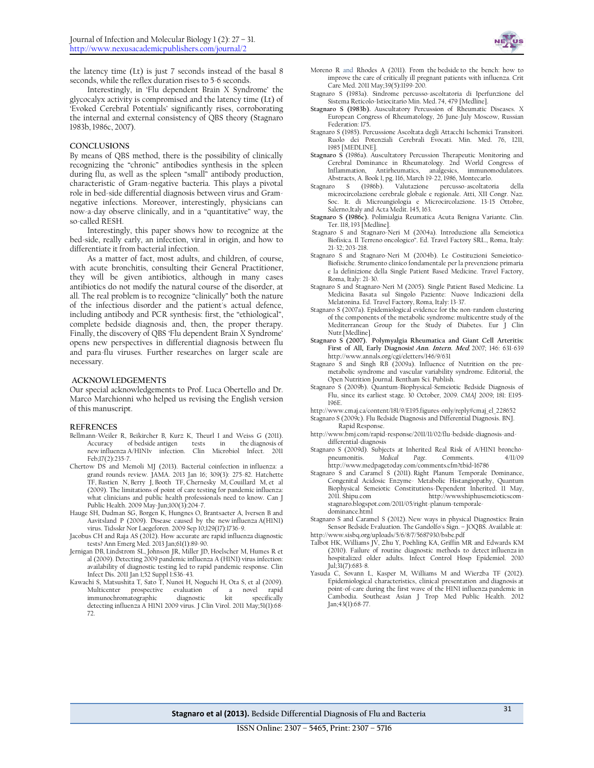the latency time (Lt) is just 7 seconds instead of the basal 8 seconds, while the reflex duration rises to 5-6 seconds.

Interestingly, in 'Flu dependent Brain X Syndrome' the glycocalyx activity is compromised and the latency time (Lt) of 'Evoked Cerebral Potentials' significantly rises, corroborating the internal and external consistency of QBS theory (Stagnaro 1983b, 1986c, 2007).

## CONCLUSIONS

By means of QBS method, there is the possibility of clinically recognizing the "chronic" antibodies synthesis in the spleen during flu, as well as the spleen "small" antibody production, characteristic of Gram-negative bacteria. This plays a pivotal role in bed-side differential diagnosis between virus and Gram-negative infections. Moreover, interestingly, physicians can now-a-day observe clinically, and in a "quantitative" way, the so-called RESH.

Interestingly, this paper shows how to recognize at the bed-side, really early, an infection, viral in origin, and how to differentiate it from bacterial infection.

As a matter of fact, most adults, and children, of course, with acute bronchitis, consulting their General Practitioner, they will be given antibiotics, although in many cases antibiotics do not modify the natural course of the disorder, at all. The real problem is to recognize "clinically" both the nature of the infectious disorder and the patient's actual defence, including antibody and PCR synthesis: first, the "ethiological", complete bedside diagnosis and, then, the proper therapy. Finally, the discovery of QBS 'Flu dependent Brain X Syndrome' opens new perspectives in differential diagnosis between flu and para-flu viruses. Further researches on larger scale are necessary.

## ACKNOWLEDGEMENTS

Our special acknowledgements to Prof. Luca Obertello and Dr. Marco Marchionni who helped us revising the English version of this manuscript.

## REFRENCES

Bellmann-Weiler R, Beikircher B, Kurz K, Theurl I and Weiss G (2011). Accuracy of bedside antigen tests in the diagnosis of new influenza A/H1N1v infection. Clin Microbiol Infect. 2011 Feb;17(2):235-7.

Chertow DS and Memoli MJ (2013). Bacterial coinfection in influenza: a grand rounds review. JAMA. 2013 Jan 16; 309(3): 275-82. Hatchette TF, Bastien N, Berry J, Booth TF, Chernesky M, Couillard M, et al (2009). The limitations of point of care testing for pandemic influenza: what clinicians and public health professionals need to know. Can J Public Health. 2009 May-Jun;100(3):204-7.

Hauge SH, Dudman SG, Borgen K, Hungnes O, Brantsaeter A, Iversen B and Aavitsland P (2009). Disease caused by the new influenza A(H1N1) virus. Tidsskr Nor Laegeforen. 2009 Sep 10;129(17):1736-9.

Jacobus CH and Raja AS (2012). How accurate are rapid influenza diagnostic tests? Ann Emerg Med. 2013 Jan;61(1):89-90.

Jernigan DB, Lindstrom SL, Johnson JR, Miller JD, Hoelscher M, Humes R et al (2009). Detecting 2009 pandemic influenza A (H1N1) virus infection: availability of diagnostic testing led to rapid pandemic response. Clin Infect Dis. 2011 Jan 1;52 Suppl 1:S36-43.

Kawachi S, Matsushita T, Sato T, Nunoi H, Noguchi H, Ota S, et al (2009). Multicenter prospective evaluation of a novel rapid immunochromatographic diagnostic kit specifically detecting influenza A H1N1 2009 virus. J Clin Virol. 2011 May;51(1):68-72.

Moreno R and Rhodes A (2011). From the bedside to the bench: how to improve the care of critically ill pregnant patients with influenza. Crit Care Med. 2011 May;39(5):1199-200.

Stagnaro S (1983a). Sindrome percusso-ascoltatoria di Iperfunzione del Sistema Reticolo-Istiocitario Min. Med. 74, 479 [Medline].

**Stagnaro S (1983b).** Auscultatory Percussion of Rheumatic Diseases. X European Congress of Rheumatology, 26 June-July Moscow, Russian Federation: 175.

Stagnaro S (1985). Percussione Ascoltata degli Attacchi Ischemici Transitori. Ruolo dei Potenziali Cerebrali Evocati. Min. Med. 76, 1211, 1985 [MEDLINE].

**Stagnaro S** (1986a). Auscultatory Percussion Therapeutic Monitoring and Cerebral Dominance in Rheumatology. 2nd World Congress of Inflammation, Antirheumatics, analgesics, immunomodulators. Abstracts, A. Book 1, pg. 116, March 19-22, 1986, Montecarlo.

Stagnaro S (1986b). Valutazione percusso-ascoltatoria della microcircolazione cerebrale globale e regionale. Atti, XII Congr. Naz. Soc. It. di Microangiologia e Microcircolazione. 13-15 Ottobre, Salerno,Italy and Acta Medit. 145, 163.

**Stagnaro S (1986c).** Polimialgia Reumatica Acuta Benigna Variante. Clin. Ter. 118, 193 [Medline].

Stagnaro S and Stagnaro-Neri M (2004a). Introduzione alla Semeiotica Biofisica. Il Terreno oncologico". Ed. Travel Factory SRL., Roma, Italy: 21-32; 203-218.

Stagnaro S and Stagnaro-Neri M (2004b). Le Costituzioni Semeiotico-Biofisiche. Strumento clinico fondamentale per la prevenzione primaria e la definizione della Single Patient Based Medicine. Travel Factory, Roma, Italy: 21-30.

Stagnaro S and Stagnaro-Neri M (2005). Single Patient Based Medicine. La Medicina Basata sul Singolo Paziente: Nuove Indicazioni della Melatonina. Ed. Travel Factory, Roma, Italy: 13-37.

Stagnaro S (2007a). Epidemiological evidence for the non-random clustering of the components of the metabolic syndrome: multicentre study of the Mediterranean Group for the Study of Diabetes. Eur J Clin Nutr.[Medline].

**Stagnaro S (2007). Polymyalgia Rheumatica and Giant Cell Arteritis: First of All, Early Diagnosis! *Ann. Intern. Med.* 2007; 146: 631-639** http://www.annals.org/cgi/eletters/146/9/631

Stagnaro S and Singh RB (2009a). Influence of Nutrition on the pre-metabolic syndrome and vascular variability syndrome. Editorial, the Open Nutrition Journal. Bentham Sci. Publish.

Stagnaro S (2009b). Quantum-Biophysical-Semeiotic Bedside Diagnosis of Flu, since its earliest stage. 30 October, 2009. *CMAJ* 2009; 181: E195-196E.

http://www.cmaj.ca/content/181/9/E195.figures-only/reply#cmaj_el_228652

Stagnaro S (2009c). Flu Bedside Diagnosis and Differential Diagnosis. BNJ. Rapid Response.

http://www.bmj.com/rapid-response/2011/11/02/flu-bedside-diagnosis-and-differential-diagnosis

Stagnaro S (2009d). Subjects at Inherited Real Risk of A/H1N1 broncho-pneumonitis. *Medical Page*. Comments. 4/11/09 http://www.medpagetoday.com/comments.cfm?tbid=16786

Stagnaro S and Caramel S (2011). Right Planum Temporale Dominance, Congenital Acidosic Enzyme- Metabolic Histangiopathy, Quantum Biophysical Semeiotic Constitutions-Dependent Inherited. 11 May, 2011. Shipu.com http://wwwshiphusemeioticscom-stagnaro.blogspot.com/2011/05/right-planum-temporale-dominance.html

Stagnaro S and Caramel S (2012). New ways in physical Diagnostics: Brain Sensor Bedside Evaluation. The Gandolfo's Sign. – JOQBS. Available at: http://www.sisbq.org/uploads/5/6/8/7/5687930/bsbe.pdf

Talbot HK, Williams JV, Zhu Y, Poehling KA, Griffin MR and Edwards KM (2010). Failure of routine diagnostic methods to detect influenza in hospitalized older adults. Infect Control Hosp Epidemiol. 2010 Jul;31(7):683-8.

Yasuda C, Sovann L, Kasper M, Williams M and Wierzba TF (2012). Epidemiological characteristics, clinical presentation and diagnosis at point-of-care during the first wave of the H1N1 influenza pandemic in Cambodia. Southeast Asian J Trop Med Public Health. 2012 Jan;43(1):68-77.